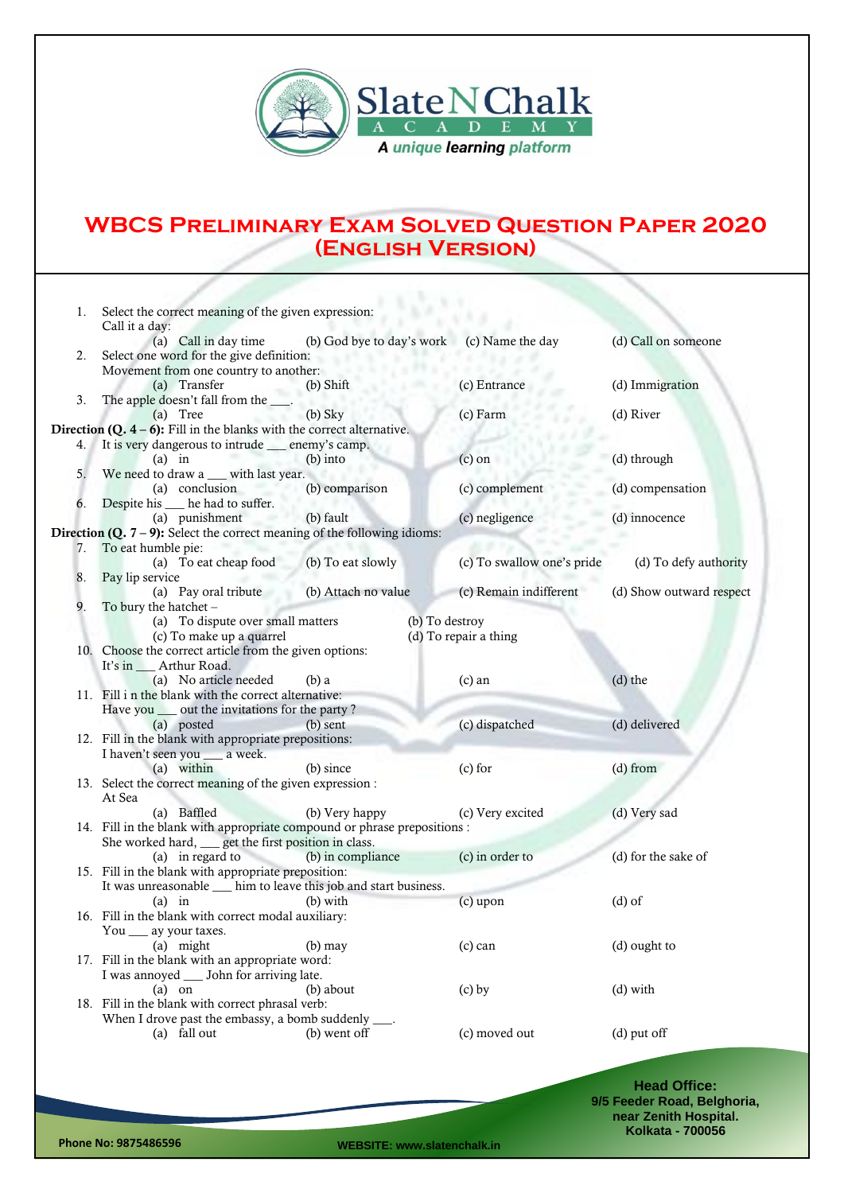SlateNChalk ACADEMY

*A unique learning platform*

# WBCS Preliminary Exam Solved Question Paper 2020 (English Version)

1. Select the correct meaning of the given expression:
   Call it a day:
   (a) Call in day time (b) God bye to day's work (c) Name the day (d) Call on someone
2. Select one word for the give definition:
   Movement from one country to another:
   (a) Transfer (b) Shift (c) Entrance (d) Immigration
3. The apple doesn't fall from the ___.
   (a) Tree (b) Sky (c) Farm (d) River

**Direction (Q. 4 – 6):** Fill in the blanks with the correct alternative.

4. It is very dangerous to intrude ___ enemy's camp.
   (a) in (b) into (c) on (d) through
5. We need to draw a ___ with last year.
   (a) conclusion (b) comparison (c) complement (d) compensation
6. Despite his ___ he had to suffer.
   (a) punishment (b) fault (c) negligence (d) innocence

**Direction (Q. 7 – 9):** Select the correct meaning of the following idioms:

7. To eat humble pie:
   (a) To eat cheap food (b) To eat slowly (c) To swallow one's pride (d) To defy authority
8. Pay lip service
   (a) Pay oral tribute (b) Attach no value (c) Remain indifferent (d) Show outward respect
9. To bury the hatchet –
   (a) To dispute over small matters (b) To destroy
   (c) To make up a quarrel (d) To repair a thing
10. Choose the correct article from the given options:
    It's in ___ Arthur Road.
    (a) No article needed (b) a (c) an (d) the
11. Fill i n the blank with the correct alternative:
    Have you ___ out the invitations for the party ?
    (a) posted (b) sent (c) dispatched (d) delivered
12. Fill in the blank with appropriate prepositions:
    I haven't seen you ___ a week.
    (a) within (b) since (c) for (d) from
13. Select the correct meaning of the given expression :
    At Sea
    (a) Baffled (b) Very happy (c) Very excited (d) Very sad
14. Fill in the blank with appropriate compound or phrase prepositions :
    She worked hard, ___ get the first position in class.
    (a) in regard to (b) in compliance (c) in order to (d) for the sake of
15. Fill in the blank with appropriate preposition:
    It was unreasonable ___ him to leave this job and start business.
    (a) in (b) with (c) upon (d) of
16. Fill in the blank with correct modal auxiliary:
    You ___ ay your taxes.
    (a) might (b) may (c) can (d) ought to
17. Fill in the blank with an appropriate word:
    I was annoyed ___ John for arriving late.
    (a) on (b) about (c) by (d) with
18. Fill in the blank with correct phrasal verb:
    When I drove past the embassy, a bomb suddenly ___.
    (a) fall out (b) went off (c) moved out (d) put off

Head Office:
9/5 Feeder Road, Belghoria,
near Zenith Hospital.
Kolkata - 700056

Phone No: 9875486596

WEBSITE: www.slatenchalk.in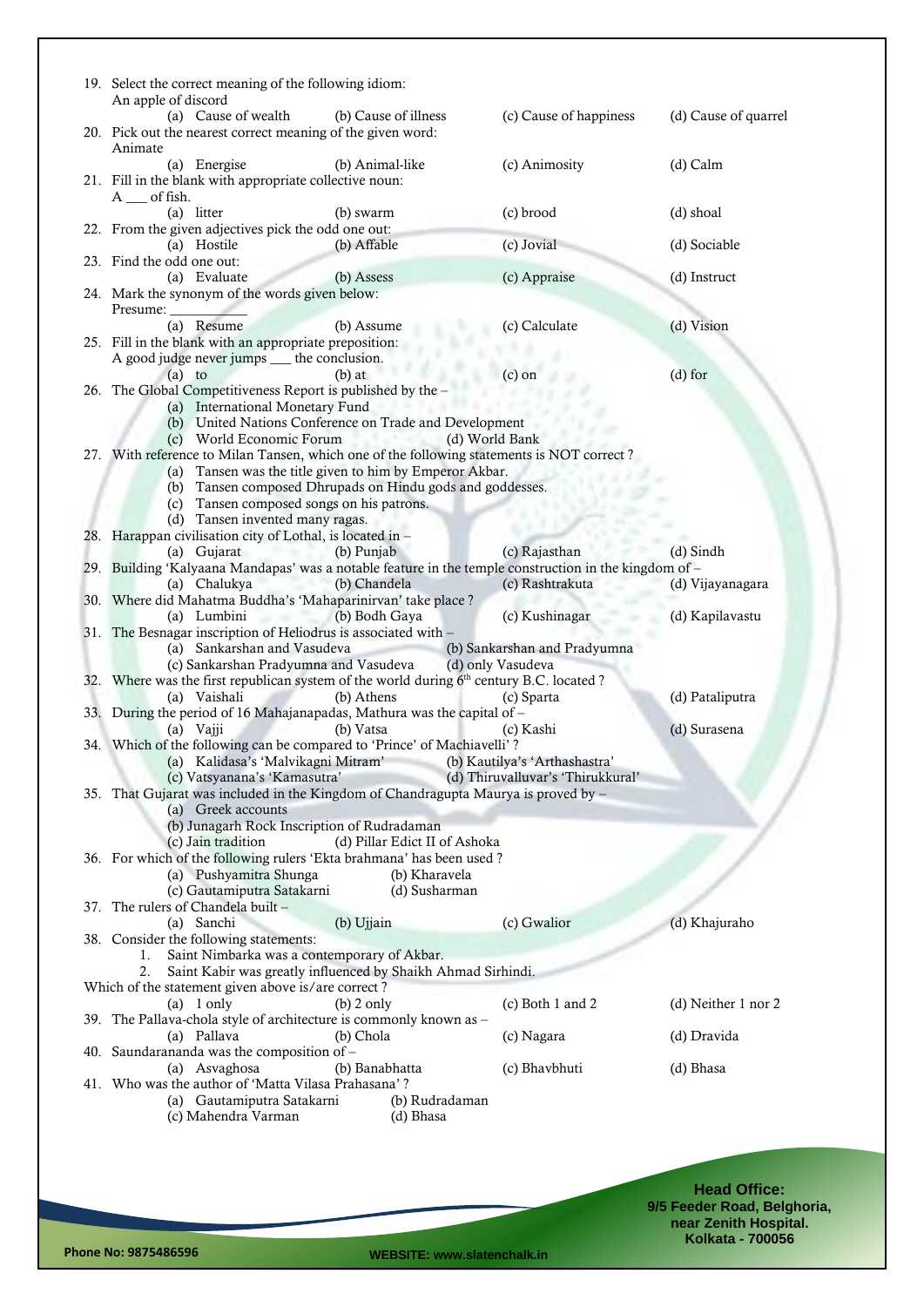19. Select the correct meaning of the following idiom:
    An apple of discord
    (a) Cause of wealth (b) Cause of illness (c) Cause of happiness (d) Cause of quarrel
20. Pick out the nearest correct meaning of the given word:
    Animate
    (a) Energise (b) Animal-like (c) Animosity (d) Calm
21. Fill in the blank with appropriate collective noun:
    A ___ of fish.
    (a) litter (b) swarm (c) brood (d) shoal
22. From the given adjectives pick the odd one out:
    (a) Hostile (b) Affable (c) Jovial (d) Sociable
23. Find the odd one out:
    (a) Evaluate (b) Assess (c) Appraise (d) Instruct
24. Mark the synonym of the words given below:
    Presume: __________
    (a) Resume (b) Assume (c) Calculate (d) Vision
25. Fill in the blank with an appropriate preposition:
    A good judge never jumps ___ the conclusion.
    (a) to (b) at (c) on (d) for
26. The Global Competitiveness Report is published by the –
    (a) International Monetary Fund
    (b) United Nations Conference on Trade and Development
    (c) World Economic Forum (d) World Bank
27. With reference to Milan Tansen, which one of the following statements is NOT correct ?
    (a) Tansen was the title given to him by Emperor Akbar.
    (b) Tansen composed Dhrupads on Hindu gods and goddesses.
    (c) Tansen composed songs on his patrons.
    (d) Tansen invented many ragas.
28. Harappan civilisation city of Lothal, is located in –
    (a) Gujarat (b) Punjab (c) Rajasthan (d) Sindh
29. Building 'Kalyaana Mandapas' was a notable feature in the temple construction in the kingdom of –
    (a) Chalukya (b) Chandela (c) Rashtrakuta (d) Vijayanagara
30. Where did Mahatma Buddha's 'Mahaparinirvan' take place ?
    (a) Lumbini (b) Bodh Gaya (c) Kushinagar (d) Kapilavastu
31. The Besnagar inscription of Heliodrus is associated with –
    (a) Sankarshan and Vasudeva (b) Sankarshan and Pradyumna
    (c) Sankarshan Pradyumna and Vasudeva (d) only Vasudeva
32. Where was the first republican system of the world during 6th century B.C. located ?
    (a) Vaishali (b) Athens (c) Sparta (d) Pataliputra
33. During the period of 16 Mahajanapadas, Mathura was the capital of –
    (a) Vajji (b) Vatsa (c) Kashi (d) Surasena
34. Which of the following can be compared to 'Prince' of Machiavelli' ?
    (a) Kalidasa's 'Malvikagni Mitram' (b) Kautilya's 'Arthashastra'
    (c) Vatsyanana's 'Kamasutra' (d) Thiruvalluvar's 'Thirukkural'
35. That Gujarat was included in the Kingdom of Chandragupta Maurya is proved by –
    (a) Greek accounts
    (b) Junagarh Rock Inscription of Rudradaman
    (c) Jain tradition (d) Pillar Edict II of Ashoka
36. For which of the following rulers 'Ekta brahmana' has been used ?
    (a) Pushyamitra Shunga (b) Kharavela
    (c) Gautamiputra Satakarni (d) Susharman
37. The rulers of Chandela built –
    (a) Sanchi (b) Ujjain (c) Gwalior (d) Khajuraho
38. Consider the following statements:
    1. Saint Nimbarka was a contemporary of Akbar.
    2. Saint Kabir was greatly influenced by Shaikh Ahmad Sirhindi.

    Which of the statement given above is/are correct ?
    (a) 1 only (b) 2 only (c) Both 1 and 2 (d) Neither 1 nor 2
39. The Pallava-chola style of architecture is commonly known as –
    (a) Pallava (b) Chola (c) Nagara (d) Dravida
40. Saundarananda was the composition of –
    (a) Asvaghosa (b) Banabhatta (c) Bhavbhuti (d) Bhasa
41. Who was the author of 'Matta Vilasa Prahasana' ?
    (a) Gautamiputra Satakarni (b) Rudradaman
    (c) Mahendra Varman (d) Bhasa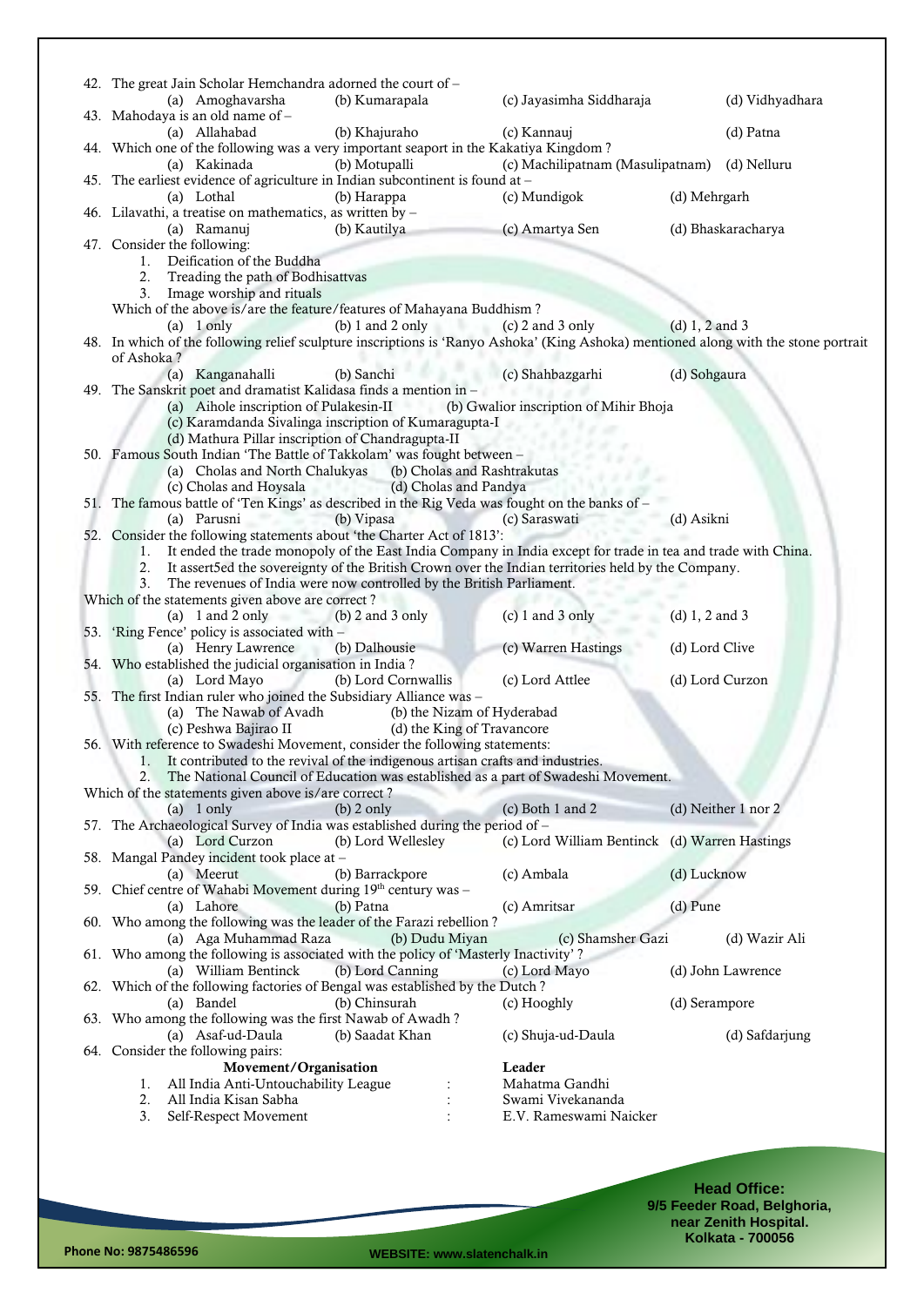42. The great Jain Scholar Hemchandra adorned the court of –
   (a) Amoghavarsha (b) Kumarapala (c) Jayasimha Siddharaja (d) Vidhyadhara

43. Mahodaya is an old name of –
   (a) Allahabad (b) Khajuraho (c) Kannauj (d) Patna

44. Which one of the following was a very important seaport in the Kakatiya Kingdom ?
   (a) Kakinada (b) Motupalli (c) Machilipatnam (Masulipatnam) (d) Nelluru

45. The earliest evidence of agriculture in Indian subcontinent is found at –
   (a) Lothal (b) Harappa (c) Mundigok (d) Mehrgarh

46. Lilavathi, a treatise on mathematics, as written by –
   (a) Ramanuj (b) Kautilya (c) Amartya Sen (d) Bhaskaracharya

47. Consider the following:
   1. Deification of the Buddha
   2. Treading the path of Bodhisattvas
   3. Image worship and rituals

   Which of the above is/are the feature/features of Mahayana Buddhism ?
   (a) 1 only (b) 1 and 2 only (c) 2 and 3 only (d) 1, 2 and 3

48. In which of the following relief sculpture inscriptions is 'Ranyo Ashoka' (King Ashoka) mentioned along with the stone portrait of Ashoka ?
   (a) Kanganahalli (b) Sanchi (c) Shahbazgarhi (d) Sohgaura

49. The Sanskrit poet and dramatist Kalidasa finds a mention in –
   (a) Aihole inscription of Pulakesin-II (b) Gwalior inscription of Mihir Bhoja
   (c) Karamdanda Sivalinga inscription of Kumaragupta-I
   (d) Mathura Pillar inscription of Chandragupta-II

50. Famous South Indian 'The Battle of Takkolam' was fought between –
   (a) Cholas and North Chalukyas (b) Cholas and Rashtrakutas
   (c) Cholas and Hoysala (d) Cholas and Pandya

51. The famous battle of 'Ten Kings' as described in the Rig Veda was fought on the banks of –
   (a) Parusni (b) Vipasa (c) Saraswati (d) Asikni

52. Consider the following statements about 'the Charter Act of 1813':
   1. It ended the trade monopoly of the East India Company in India except for trade in tea and trade with China.
   2. It assert5ed the sovereignty of the British Crown over the Indian territories held by the Company.
   3. The revenues of India were now controlled by the British Parliament.

   Which of the statements given above are correct ?
   (a) 1 and 2 only (b) 2 and 3 only (c) 1 and 3 only (d) 1, 2 and 3

53. 'Ring Fence' policy is associated with –
   (a) Henry Lawrence (b) Dalhousie (c) Warren Hastings (d) Lord Clive

54. Who established the judicial organisation in India ?
   (a) Lord Mayo (b) Lord Cornwallis (c) Lord Attlee (d) Lord Curzon

55. The first Indian ruler who joined the Subsidiary Alliance was –
   (a) The Nawab of Avadh (b) the Nizam of Hyderabad
   (c) Peshwa Bajirao II (d) the King of Travancore

56. With reference to Swadeshi Movement, consider the following statements:
   1. It contributed to the revival of the indigenous artisan crafts and industries.
   2. The National Council of Education was established as a part of Swadeshi Movement.

   Which of the statements given above is/are correct ?
   (a) 1 only (b) 2 only (c) Both 1 and 2 (d) Neither 1 nor 2

57. The Archaeological Survey of India was established during the period of –
   (a) Lord Curzon (b) Lord Wellesley (c) Lord William Bentinck (d) Warren Hastings

58. Mangal Pandey incident took place at –
   (a) Meerut (b) Barrackpore (c) Ambala (d) Lucknow

59. Chief centre of Wahabi Movement during 19th century was –
   (a) Lahore (b) Patna (c) Amritsar (d) Pune

60. Who among the following was the leader of the Farazi rebellion ?
   (a) Aga Muhammad Raza (b) Dudu Miyan (c) Shamsher Gazi (d) Wazir Ali

61. Who among the following is associated with the policy of 'Masterly Inactivity' ?
   (a) William Bentinck (b) Lord Canning (c) Lord Mayo (d) John Lawrence

62. Which of the following factories of Bengal was established by the Dutch ?
   (a) Bandel (b) Chinsurah (c) Hooghly (d) Serampore

63. Who among the following was the first Nawab of Awadh ?
   (a) Asaf-ud-Daula (b) Saadat Khan (c) Shuja-ud-Daula (d) Safdarjung

64. Consider the following pairs:

| | Movement/Organisation | | Leader |
|---|---|---|---|
| 1. | All India Anti-Untouchability League | : | Mahatma Gandhi |
| 2. | All India Kisan Sabha | : | Swami Vivekananda |
| 3. | Self-Respect Movement | : | E.V. Rameswami Naicker |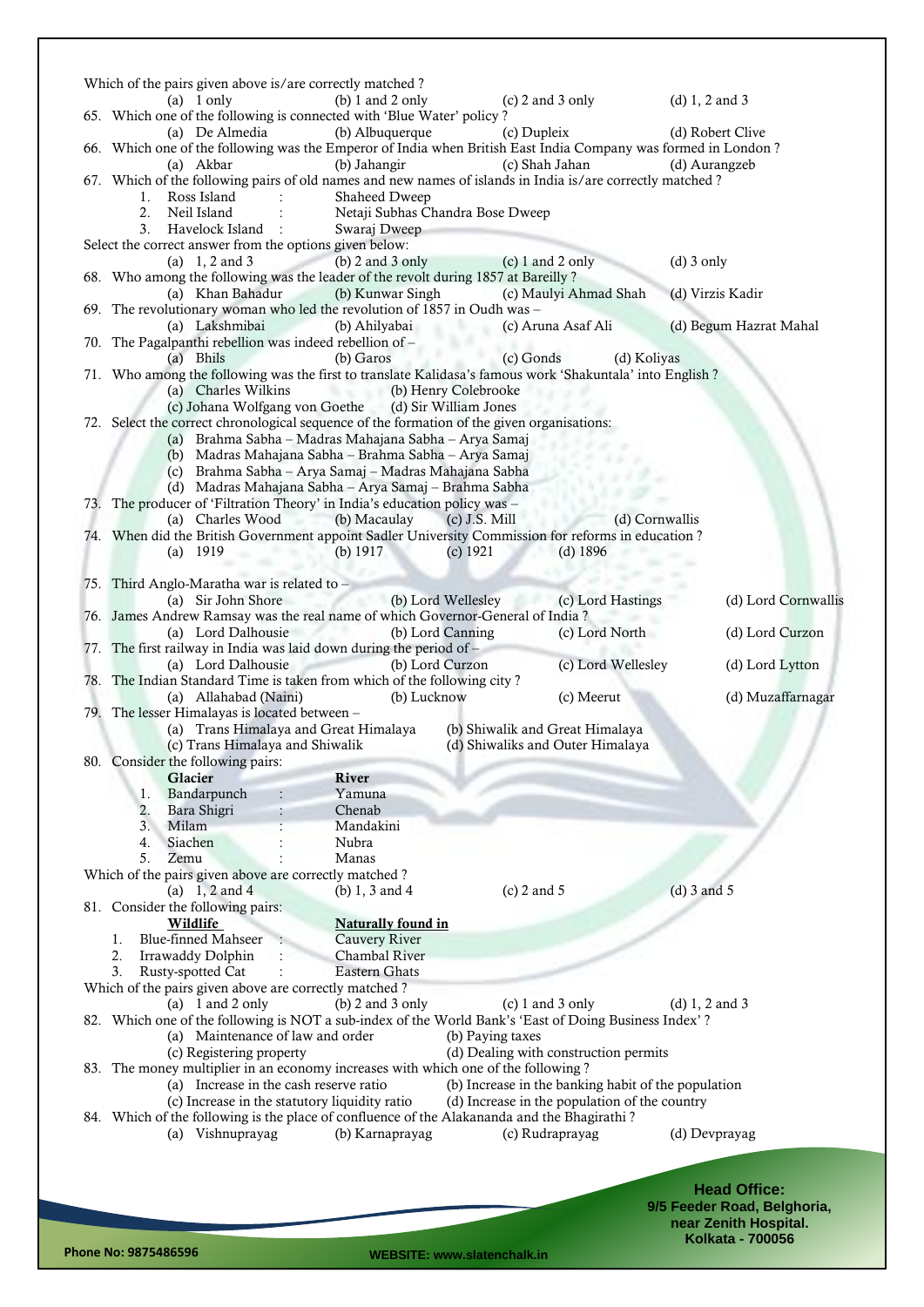Which of the pairs given above is/are correctly matched ?

(a) 1 only (b) 1 and 2 only (c) 2 and 3 only (d) 1, 2 and 3

65. Which one of the following is connected with 'Blue Water' policy ?

(a) De Almedia (b) Albuquerque (c) Dupleix (d) Robert Clive

66. Which one of the following was the Emperor of India when British East India Company was formed in London ?

(a) Akbar (b) Jahangir (c) Shah Jahan (d) Aurangzeb

67. Which of the following pairs of old names and new names of islands in India is/are correctly matched ?

1. Ross Island : Shaheed Dweep
2. Neil Island : Netaji Subhas Chandra Bose Dweep
3. Havelock Island : Swaraj Dweep

Select the correct answer from the options given below:

(a) 1, 2 and 3 (b) 2 and 3 only (c) 1 and 2 only (d) 3 only

68. Who among the following was the leader of the revolt during 1857 at Bareilly ?

(a) Khan Bahadur (b) Kunwar Singh (c) Maulyi Ahmad Shah (d) Virzis Kadir

69. The revolutionary woman who led the revolution of 1857 in Oudh was –

(a) Lakshmibai (b) Ahilyabai (c) Aruna Asaf Ali (d) Begum Hazrat Mahal

70. The Pagalpanthi rebellion was indeed rebellion of –

(a) Bhils (b) Garos (c) Gonds (d) Koliyas

71. Who among the following was the first to translate Kalidasa's famous work 'Shakuntala' into English ?

(a) Charles Wilkins (b) Henry Colebrooke
(c) Johana Wolfgang von Goethe (d) Sir William Jones

72. Select the correct chronological sequence of the formation of the given organisations:

(a) Brahma Sabha – Madras Mahajana Sabha – Arya Samaj
(b) Madras Mahajana Sabha – Brahma Sabha – Arya Samaj
(c) Brahma Sabha – Arya Samaj – Madras Mahajana Sabha
(d) Madras Mahajana Sabha – Arya Samaj – Brahma Sabha

73. The producer of 'Filtration Theory' in India's education policy was –

(a) Charles Wood (b) Macaulay (c) J.S. Mill (d) Cornwallis

74. When did the British Government appoint Sadler University Commission for reforms in education ?

(a) 1919 (b) 1917 (c) 1921 (d) 1896

75. Third Anglo-Maratha war is related to –

(a) Sir John Shore (b) Lord Wellesley (c) Lord Hastings (d) Lord Cornwallis

76. James Andrew Ramsay was the real name of which Governor-General of India ?

(a) Lord Dalhousie (b) Lord Canning (c) Lord North (d) Lord Curzon

77. The first railway in India was laid down during the period of –

(a) Lord Dalhousie (b) Lord Curzon (c) Lord Wellesley (d) Lord Lytton

78. The Indian Standard Time is taken from which of the following city ?

(a) Allahabad (Naini) (b) Lucknow (c) Meerut (d) Muzaffarnagar

79. The lesser Himalayas is located between –

(a) Trans Himalaya and Great Himalaya (b) Shiwalik and Great Himalaya
(c) Trans Himalaya and Shiwalik (d) Shiwaliks and Outer Himalaya

80. Consider the following pairs:

| | **Glacier** | | **River** |
|---|---|---|---|
| 1. | Bandarpunch | : | Yamuna |
| 2. | Bara Shigri | : | Chenab |
| 3. | Milam | : | Mandakini |
| 4. | Siachen | : | Nubra |
| 5. | Zemu | : | Manas |

Which of the pairs given above are correctly matched ?

(a) 1, 2 and 4 (b) 1, 3 and 4 (c) 2 and 5 (d) 3 and 5

81. Consider the following pairs:

| | **Wildlife** | | **Naturally found in** |
|---|---|---|---|
| 1. | Blue-finned Mahseer | : | Cauvery River |
| 2. | Irrawaddy Dolphin | : | Chambal River |
| 3. | Rusty-spotted Cat | : | Eastern Ghats |

Which of the pairs given above are correctly matched ?

(a) 1 and 2 only (b) 2 and 3 only (c) 1 and 3 only (d) 1, 2 and 3

82. Which one of the following is NOT a sub-index of the World Bank's 'East of Doing Business Index' ?

(a) Maintenance of law and order (b) Paying taxes
(c) Registering property (d) Dealing with construction permits

83. The money multiplier in an economy increases with which one of the following ?

(a) Increase in the cash reserve ratio (b) Increase in the banking habit of the population
(c) Increase in the statutory liquidity ratio (d) Increase in the population of the country

84. Which of the following is the place of confluence of the Alakananda and the Bhagirathi ?

(a) Vishnuprayag (b) Karnaprayag (c) Rudraprayag (d) Devprayag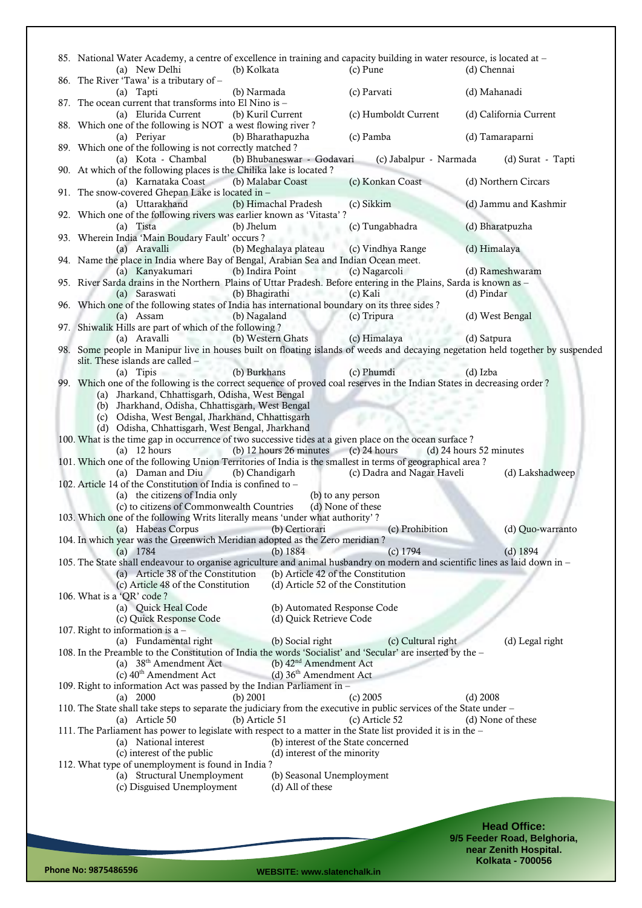85. National Water Academy, a centre of excellence in training and capacity building in water resource, is located at –
   (a) New Delhi (b) Kolkata (c) Pune (d) Chennai

86. The River 'Tawa' is a tributary of –
   (a) Tapti (b) Narmada (c) Parvati (d) Mahanadi

87. The ocean current that transforms into El Nino is –
   (a) Elurida Current (b) Kuril Current (c) Humboldt Current (d) California Current

88. Which one of the following is NOT a west flowing river ?
   (a) Periyar (b) Bharathapuzha (c) Pamba (d) Tamaraparni

89. Which one of the following is not correctly matched ?
   (a) Kota - Chambal (b) Bhubaneswar - Godavari (c) Jabalpur - Narmada (d) Surat - Tapti

90. At which of the following places is the Chilika lake is located ?
   (a) Karnataka Coast (b) Malabar Coast (c) Konkan Coast (d) Northern Circars

91. The snow-covered Ghepan Lake is located in –
   (a) Uttarakhand (b) Himachal Pradesh (c) Sikkim (d) Jammu and Kashmir

92. Which one of the following rivers was earlier known as 'Vitasta' ?
   (a) Tista (b) Jhelum (c) Tungabhadra (d) Bharatpuzha

93. Wherein India 'Main Boudary Fault' occurs ?
   (a) Aravalli (b) Meghalaya plateau (c) Vindhya Range (d) Himalaya

94. Name the place in India where Bay of Bengal, Arabian Sea and Indian Ocean meet.
   (a) Kanyakumari (b) Indira Point (c) Nagarcoli (d) Rameshwaram

95. River Sarda drains in the Northern Plains of Uttar Pradesh. Before entering in the Plains, Sarda is known as –
   (a) Saraswati (b) Bhagirathi (c) Kali (d) Pindar

96. Which one of the following states of India has international boundary on its three sides ?
   (a) Assam (b) Nagaland (c) Tripura (d) West Bengal

97. Shiwalik Hills are part of which of the following ?
   (a) Aravalli (b) Western Ghats (c) Himalaya (d) Satpura

98. Some people in Manipur live in houses built on floating islands of weeds and decaying negetation held together by suspended slit. These islands are called –
   (a) Tipis (b) Burkhans (c) Phumdi (d) Izba

99. Which one of the following is the correct sequence of proved coal reserves in the Indian States in decreasing order ?
   (a) Jharkand, Chhattisgarh, Odisha, West Bengal
   (b) Jharkhand, Odisha, Chhattisgarh, West Bengal
   (c) Odisha, West Bengal, Jharkhand, Chhattisgarh
   (d) Odisha, Chhattisgarh, West Bengal, Jharkhand

100. What is the time gap in occurrence of two successive tides at a given place on the ocean surface ?
   (a) 12 hours (b) 12 hours 26 minutes (c) 24 hours (d) 24 hours 52 minutes

101. Which one of the following Union Territories of India is the smallest in terms of geographical area ?
   (a) Daman and Diu (b) Chandigarh (c) Dadra and Nagar Haveli (d) Lakshadweep

102. Article 14 of the Constitution of India is confined to –
   (a) the citizens of India only (b) to any person
   (c) to citizens of Commonwealth Countries (d) None of these

103. Which one of the following Writs literally means 'under what authority' ?
   (a) Habeas Corpus (b) Certiorari (c) Prohibition (d) Quo-warranto

104. In which year was the Greenwich Meridian adopted as the Zero meridian ?
   (a) 1784 (b) 1884 (c) 1794 (d) 1894

105. The State shall endeavour to organise agriculture and animal husbandry on modern and scientific lines as laid down in –
   (a) Article 38 of the Constitution (b) Article 42 of the Constitution
   (c) Article 48 of the Constitution (d) Article 52 of the Constitution

106. What is a 'QR' code ?
   (a) Quick Heal Code (b) Automated Response Code
   (c) Quick Response Code (d) Quick Retrieve Code

107. Right to information is a –
   (a) Fundamental right (b) Social right (c) Cultural right (d) Legal right

108. In the Preamble to the Constitution of India the words 'Socialist' and 'Secular' are inserted by the –
   (a) 38th Amendment Act (b) 42nd Amendment Act
   (c) 40th Amendment Act (d) 36th Amendment Act

109. Right to information Act was passed by the Indian Parliament in –
   (a) 2000 (b) 2001 (c) 2005 (d) 2008

110. The State shall take steps to separate the judiciary from the executive in public services of the State under –
   (a) Article 50 (b) Article 51 (c) Article 52 (d) None of these

111. The Parliament has power to legislate with respect to a matter in the State list provided it is in the –
   (a) National interest (b) interest of the State concerned
   (c) interest of the public (d) interest of the minority

112. What type of unemployment is found in India ?
   (a) Structural Unemployment (b) Seasonal Unemployment
   (c) Disguised Unemployment (d) All of these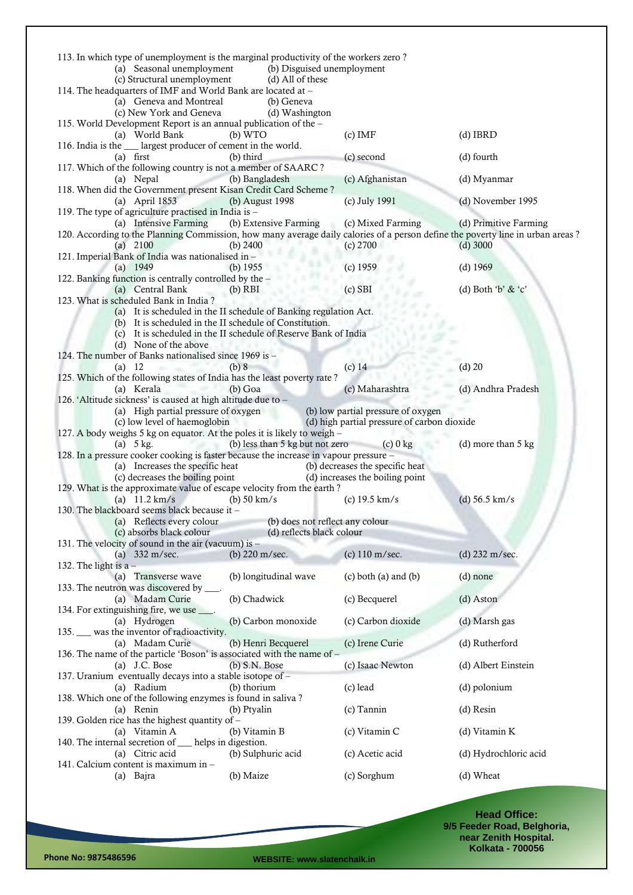113. In which type of unemployment is the marginal productivity of the workers zero ?

(a) Seasonal unemployment (b) Disguised unemployment
(c) Structural unemployment (d) All of these

114. The headquarters of IMF and World Bank are located at –

(a) Geneva and Montreal (b) Geneva
(c) New York and Geneva (d) Washington

115. World Development Report is an annual publication of the –

(a) World Bank (b) WTO (c) IMF (d) IBRD

116. India is the ___ largest producer of cement in the world.

(a) first (b) third (c) second (d) fourth

117. Which of the following country is not a member of SAARC ?

(a) Nepal (b) Bangladesh (c) Afghanistan (d) Myanmar

118. When did the Government present Kisan Credit Card Scheme ?

(a) April 1853 (b) August 1998 (c) July 1991 (d) November 1995

119. The type of agriculture practised in India is –

(a) Intensive Farming (b) Extensive Farming (c) Mixed Farming (d) Primitive Farming

120. According to the Planning Commission, how many average daily calories of a person define the poverty line in urban areas ?

(a) 2100 (b) 2400 (c) 2700 (d) 3000

121. Imperial Bank of India was nationalised in –

(a) 1949 (b) 1955 (c) 1959 (d) 1969

122. Banking function is centrally controlled by the –

(a) Central Bank (b) RBI (c) SBI (d) Both 'b' & 'c'

123. What is scheduled Bank in India ?

(a) It is scheduled in the II schedule of Banking regulation Act.
(b) It is scheduled in the II schedule of Constitution.
(c) It is scheduled in the II schedule of Reserve Bank of India
(d) None of the above

124. The number of Banks nationalised since 1969 is –

(a) 12 (b) 8 (c) 14 (d) 20

125. Which of the following states of India has the least poverty rate ?

(a) Kerala (b) Goa (c) Maharashtra (d) Andhra Pradesh

126. 'Altitude sickness' is caused at high altitude due to –

(a) High partial pressure of oxygen (b) low partial pressure of oxygen
(c) low level of haemoglobin (d) high partial pressure of carbon dioxide

127. A body weighs 5 kg on equator. At the poles it is likely to weigh –

(a) 5 kg. (b) less than 5 kg but not zero (c) 0 kg (d) more than 5 kg

128. In a pressure cooker cooking is faster because the increase in vapour pressure –

(a) Increases the specific heat (b) decreases the specific heat
(c) decreases the boiling point (d) increases the boiling point

129. What is the approximate value of escape velocity from the earth ?

(a) 11.2 km/s (b) 50 km/s (c) 19.5 km/s (d) 56.5 km/s

130. The blackboard seems black because it –

(a) Reflects every colour (b) does not reflect any colour
(c) absorbs black colour (d) reflects black colour

131. The velocity of sound in the air (vacuum) is –

(a) 332 m/sec. (b) 220 m/sec. (c) 110 m/sec. (d) 232 m/sec.

132. The light is a –

(a) Transverse wave (b) longitudinal wave (c) both (a) and (b) (d) none

133. The neutron was discovered by ___.

(a) Madam Curie (b) Chadwick (c) Becquerel (d) Aston

134. For extinguishing fire, we use ___.

(a) Hydrogen (b) Carbon monoxide (c) Carbon dioxide (d) Marsh gas

135. ___ was the inventor of radioactivity.

(a) Madam Curie (b) Henri Becquerel (c) Irene Curie (d) Rutherford

136. The name of the particle 'Boson' is associated with the name of –

(a) J.C. Bose (b) S.N. Bose (c) Isaac Newton (d) Albert Einstein

137. Uranium eventually decays into a stable isotope of –

(a) Radium (b) thorium (c) lead (d) polonium

138. Which one of the following enzymes is found in saliva ?

(a) Renin (b) Ptyalin (c) Tannin (d) Resin

139. Golden rice has the highest quantity of –

(a) Vitamin A (b) Vitamin B (c) Vitamin C (d) Vitamin K

140. The internal secretion of ___ helps in digestion.

(a) Citric acid (b) Sulphuric acid (c) Acetic acid (d) Hydrochloric acid

141. Calcium content is maximum in –

(a) Bajra (b) Maize (c) Sorghum (d) Wheat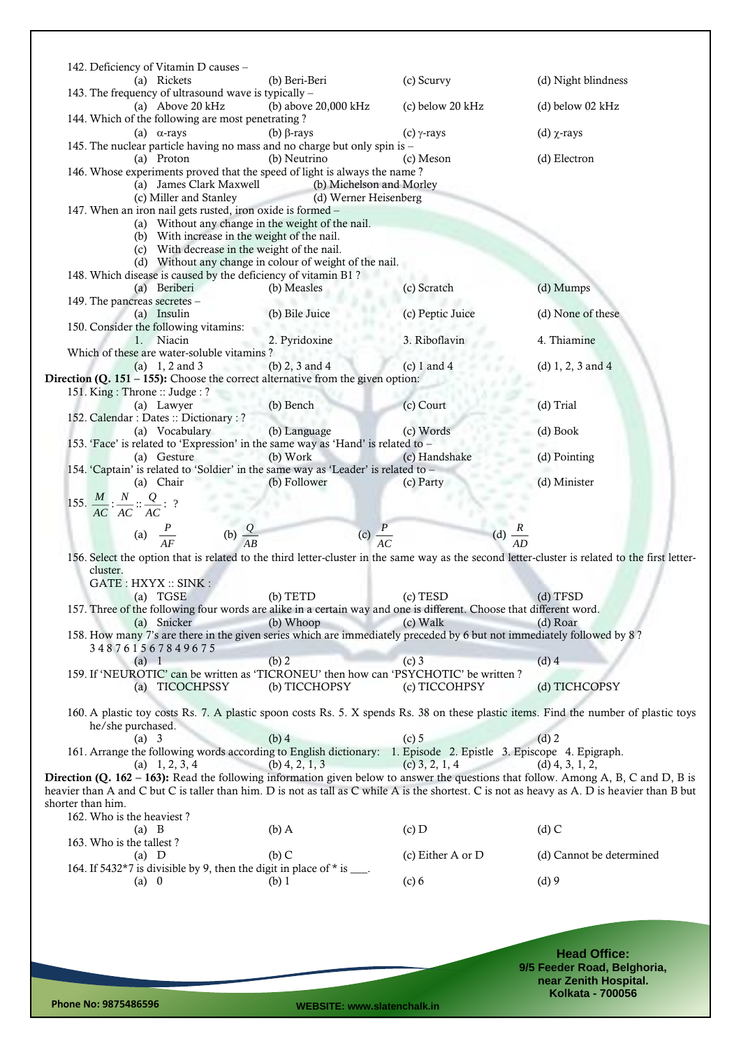142. Deficiency of Vitamin D causes –

(a) Rickets (b) Beri-Beri (c) Scurvy (d) Night blindness

143. The frequency of ultrasound wave is typically –

(a) Above 20 kHz (b) above 20,000 kHz (c) below 20 kHz (d) below 02 kHz

144. Which of the following are most penetrating ?

(a) $\alpha$-rays (b) $\beta$-rays (c) $\gamma$-rays (d) $\chi$-rays

145. The nuclear particle having no mass and no charge but only spin is –

(a) Proton (b) Neutrino (c) Meson (d) Electron

146. Whose experiments proved that the speed of light is always the name ?

(a) James Clark Maxwell (b) Michelson and Morley
(c) Miller and Stanley (d) Werner Heisenberg

147. When an iron nail gets rusted, iron oxide is formed –

(a) Without any change in the weight of the nail.
(b) With increase in the weight of the nail.
(c) With decrease in the weight of the nail.
(d) Without any change in colour of weight of the nail.

148. Which disease is caused by the deficiency of vitamin B1 ?

(a) Beriberi (b) Measles (c) Scratch (d) Mumps

149. The pancreas secretes –

(a) Insulin (b) Bile Juice (c) Peptic Juice (d) None of these

150. Consider the following vitamins:

1. Niacin 2. Pyridoxine 3. Riboflavin 4. Thiamine

Which of these are water-soluble vitamins ?

(a) 1, 2 and 3 (b) 2, 3 and 4 (c) 1 and 4 (d) 1, 2, 3 and 4

**Direction (Q. 151 – 155):** Choose the correct alternative from the given option:

151. King : Throne :: Judge : ?

(a) Lawyer (b) Bench (c) Court (d) Trial

152. Calendar : Dates :: Dictionary : ?

(a) Vocabulary (b) Language (c) Words (d) Book

153. 'Face' is related to 'Expression' in the same way as 'Hand' is related to –

(a) Gesture (b) Work (c) Handshake (d) Pointing

154. 'Captain' is related to 'Soldier' in the same way as 'Leader' is related to –

(a) Chair (b) Follower (c) Party (d) Minister

155. $\frac{M}{AC} : \frac{N}{AC} :: \frac{Q}{AC} : ?$

(a) $\frac{P}{AF}$ (b) $\frac{Q}{AB}$ (c) $\frac{P}{AC}$ (d) $\frac{R}{AD}$

156. Select the option that is related to the third letter-cluster in the same way as the second letter-cluster is related to the first letter-cluster.

GATE : HXYX :: SINK :

(a) TGSE (b) TETD (c) TESD (d) TFSD

157. Three of the following four words are alike in a certain way and one is different. Choose that different word.

(a) Snicker (b) Whoop (c) Walk (d) Roar

158. How many 7's are there in the given series which are immediately preceded by 6 but not immediately followed by 8 ?

3 4 8 7 6 1 5 6 7 8 4 9 6 7 5

(a) 1 (b) 2 (c) 3 (d) 4

159. If 'NEUROTIC' can be written as 'TICRONEU' then how can 'PSYCHOTIC' be written ?

(a) TICOCHPSSY (b) TICCHOPSY (c) TICCOHPSY (d) TICHCOPSY

160. A plastic toy costs Rs. 7. A plastic spoon costs Rs. 5. X spends Rs. 38 on these plastic items. Find the number of plastic toys he/she purchased.

(a) 3 (b) 4 (c) 5 (d) 2

161. Arrange the following words according to English dictionary: 1. Episode 2. Epistle 3. Episcope 4. Epigraph.

(a) 1, 2, 3, 4 (b) 4, 2, 1, 3 (c) 3, 2, 1, 4 (d) 4, 3, 1, 2,

**Direction (Q. 162 – 163):** Read the following information given below to answer the questions that follow. Among A, B, C and D, B is heavier than A and C but C is taller than him. D is not as tall as C while A is the shortest. C is not as heavy as A. D is heavier than B but shorter than him.

162. Who is the heaviest ?

(a) B (b) A (c) D (d) C

163. Who is the tallest ?

(a) D (b) C (c) Either A or D (d) Cannot be determined

164. If 5432*7 is divisible by 9, then the digit in place of * is ___.

(a) 0 (b) 1 (c) 6 (d) 9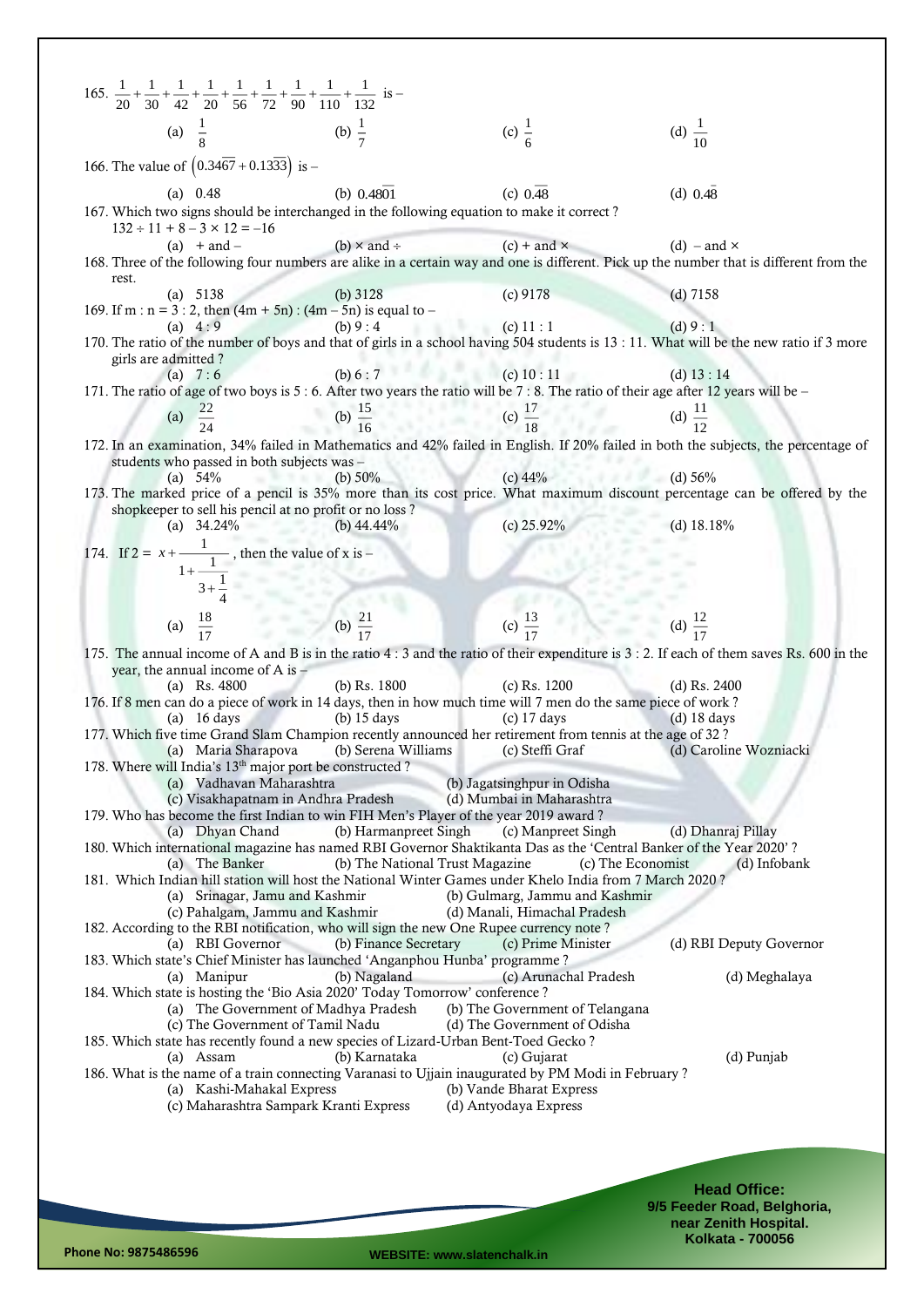165. $\frac{1}{20}+\frac{1}{30}+\frac{1}{42}+\frac{1}{20}+\frac{1}{56}+\frac{1}{72}+\frac{1}{90}+\frac{1}{110}+\frac{1}{132}$ is –

(a) $\frac{1}{8}$ (b) $\frac{1}{7}$ (c) $\frac{1}{6}$ (d) $\frac{1}{10}$

166. The value of $\left(0.34\overline{67}+0.13\overline{33}\right)$ is –

(a) 0.48 (b) $0.48\overline{01}$ (c) $0.\overline{48}$ (d) $0.4\overline{8}$

167. Which two signs should be interchanged in the following equation to make it correct ?
$132 \div 11 + 8 - 3 \times 12 = -16$

(a) + and – (b) × and ÷ (c) + and × (d) – and ×

168. Three of the following four numbers are alike in a certain way and one is different. Pick up the number that is different from the rest.

(a) 5138 (b) 3128 (c) 9178 (d) 7158

169. If m : n = 3 : 2, then (4m + 5n) : (4m – 5n) is equal to –

(a) 4 : 9 (b) 9 : 4 (c) 11 : 1 (d) 9 : 1

170. The ratio of the number of boys and that of girls in a school having 504 students is 13 : 11. What will be the new ratio if 3 more girls are admitted ?

(a) 7 : 6 (b) 6 : 7 (c) 10 : 11 (d) 13 : 14

171. The ratio of age of two boys is 5 : 6. After two years the ratio will be 7 : 8. The ratio of their age after 12 years will be –

(a) $\frac{22}{24}$ (b) $\frac{15}{16}$ (c) $\frac{17}{18}$ (d) $\frac{11}{12}$

172. In an examination, 34% failed in Mathematics and 42% failed in English. If 20% failed in both the subjects, the percentage of students who passed in both subjects was –

(a) 54% (b) 50% (c) 44% (d) 56%

173. The marked price of a pencil is 35% more than its cost price. What maximum discount percentage can be offered by the shopkeeper to sell his pencil at no profit or no loss ?

(a) 34.24% (b) 44.44% (c) 25.92% (d) 18.18%

174. If $2 = x + \cfrac{1}{1+\cfrac{1}{3+\cfrac{1}{4}}}$, then the value of x is –

(a) $\frac{18}{17}$ (b) $\frac{21}{17}$ (c) $\frac{13}{17}$ (d) $\frac{12}{17}$

175. The annual income of A and B is in the ratio 4 : 3 and the ratio of their expenditure is 3 : 2. If each of them saves Rs. 600 in the year, the annual income of A is –

(a) Rs. 4800 (b) Rs. 1800 (c) Rs. 1200 (d) Rs. 2400

176. If 8 men can do a piece of work in 14 days, then in how much time will 7 men do the same piece of work ?

(a) 16 days (b) 15 days (c) 17 days (d) 18 days

177. Which five time Grand Slam Champion recently announced her retirement from tennis at the age of 32 ?

(a) Maria Sharapova (b) Serena Williams (c) Steffi Graf (d) Caroline Wozniacki

178. Where will India's 13th major port be constructed ?

(a) Vadhavan Maharashtra (b) Jagatsinghpur in Odisha
(c) Visakhapatnam in Andhra Pradesh (d) Mumbai in Maharashtra

179. Who has become the first Indian to win FIH Men's Player of the year 2019 award ?

(a) Dhyan Chand (b) Harmanpreet Singh (c) Manpreet Singh (d) Dhanraj Pillay

180. Which international magazine has named RBI Governor Shaktikanta Das as the 'Central Banker of the Year 2020' ?

(a) The Banker (b) The National Trust Magazine (c) The Economist (d) Infobank

181. Which Indian hill station will host the National Winter Games under Khelo India from 7 March 2020 ?

(a) Srinagar, Jamu and Kashmir (b) Gulmarg, Jammu and Kashmir
(c) Pahalgam, Jammu and Kashmir (d) Manali, Himachal Pradesh

182. According to the RBI notification, who will sign the new One Rupee currency note ?

(a) RBI Governor (b) Finance Secretary (c) Prime Minister (d) RBI Deputy Governor

183. Which state's Chief Minister has launched 'Anganphou Hunba' programme ?

(a) Manipur (b) Nagaland (c) Arunachal Pradesh (d) Meghalaya

184. Which state is hosting the 'Bio Asia 2020' Today Tomorrow' conference ?

(a) The Government of Madhya Pradesh (b) The Government of Telangana
(c) The Government of Tamil Nadu (d) The Government of Odisha

185. Which state has recently found a new species of Lizard-Urban Bent-Toed Gecko ?

(a) Assam (b) Karnataka (c) Gujarat (d) Punjab

186. What is the name of a train connecting Varanasi to Ujjain inaugurated by PM Modi in February ?

(a) Kashi-Mahakal Express (b) Vande Bharat Express
(c) Maharashtra Sampark Kranti Express (d) Antyodaya Express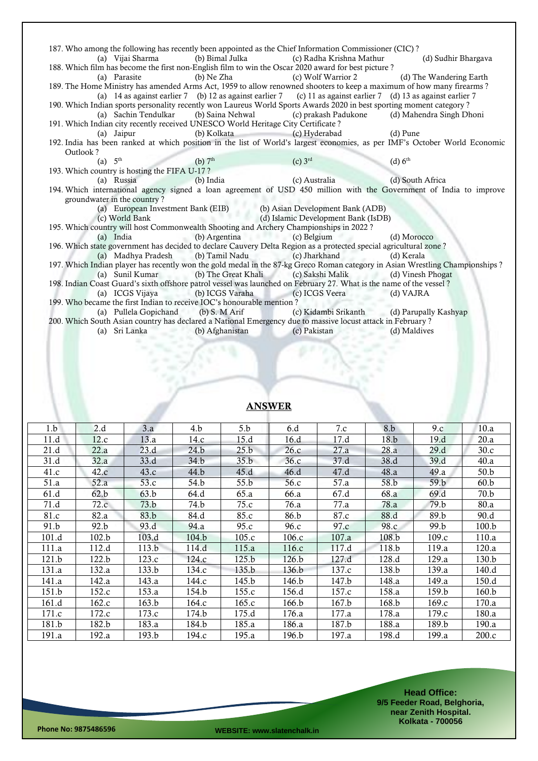187. Who among the following has recently been appointed as the Chief Information Commissioner (CIC) ?
(a) Vijai Sharma (b) Bimal Julka (c) Radha Krishna Mathur (d) Sudhir Bhargava

188. Which film has become the first non-English film to win the Oscar 2020 award for best picture ?
(a) Parasite (b) Ne Zha (c) Wolf Warrior 2 (d) The Wandering Earth

189. The Home Ministry has amended Arms Act, 1959 to allow renowned shooters to keep a maximum of how many firearms ?
(a) 14 as against earlier 7 (b) 12 as against earlier 7 (c) 11 as against earlier 7 (d) 13 as against earlier 7

190. Which Indian sports personality recently won Laureus World Sports Awards 2020 in best sporting moment category ?
(a) Sachin Tendulkar (b) Saina Nehwal (c) prakash Padukone (d) Mahendra Singh Dhoni

191. Which Indian city recently received UNESCO World Heritage City Certificate ?
(a) Jaipur (b) Kolkata (c) Hyderabad (d) Pune

192. India has been ranked at which position in the list of World's largest economies, as per IMF's October World Economic Outlook ?
(a) 5th (b) 7th (c) 3rd (d) 6th

193. Which country is hosting the FIFA U-17 ?
(a) Russia (b) India (c) Australia (d) South Africa

194. Which international agency signed a loan agreement of USD 450 million with the Government of India to improve groundwater in the country ?
(a) European Investment Bank (EIB) (b) Asian Development Bank (ADB)
(c) World Bank (d) Islamic Development Bank (IsDB)

195. Which country will host Commonwealth Shooting and Archery Championships in 2022 ?
(a) India (b) Argentina (c) Belgium (d) Morocco

196. Which state government has decided to declare Cauvery Delta Region as a protected special agricultural zone ?
(a) Madhya Pradesh (b) Tamil Nadu (c) Jharkhand (d) Kerala

197. Which Indian player has recently won the gold medal in the 87-kg Greco Roman category in Asian Wrestling Championships ?
(a) Sunil Kumar (b) The Great Khali (c) Sakshi Malik (d) Vinesh Phogat

198. Indian Coast Guard's sixth offshore patrol vessel was launched on February 27. What is the name of the vessel ?
(a) ICGS Vijaya (b) ICGS Varaha (c) ICGS Veera (d) VAJRA

199. Who became the first Indian to receive IOC's honourable mention ?
(a) Pullela Gopichand (b) S. M Arif (c) Kidambi Srikanth (d) Parupally Kashyap

200. Which South Asian country has declared a National Emergency due to massive locust attack in February ?
(a) Sri Lanka (b) Afghanistan (c) Pakistan (d) Maldives

## ANSWER

| | | | | | | | | | |
|---|---|---|---|---|---|---|---|---|---|
| 1.b | 2.d | 3.a | 4.b | 5.b | 6.d | 7.c | 8.b | 9.c | 10.a |
| 11.d | 12.c | 13.a | 14.c | 15.d | 16.d | 17.d | 18.b | 19.d | 20.a |
| 21.d | 22.a | 23.d | 24.b | 25.b | 26.c | 27.a | 28.a | 29.d | 30.c |
| 31.d | 32.a | 33.d | 34.b | 35.b | 36.c | 37.d | 38.d | 39.d | 40.a |
| 41.c | 42.c | 43.c | 44.b | 45.d | 46.d | 47.d | 48.a | 49.a | 50.b |
| 51.a | 52.a | 53.c | 54.b | 55.b | 56.c | 57.a | 58.b | 59.b | 60.b |
| 61.d | 62.b | 63.b | 64.d | 65.a | 66.a | 67.d | 68.a | 69.d | 70.b |
| 71.d | 72.c | 73.b | 74.b | 75.c | 76.a | 77.a | 78.a | 79.b | 80.a |
| 81.c | 82.a | 83.b | 84.d | 85.c | 86.b | 87.c | 88.d | 89.b | 90.d |
| 91.b | 92.b | 93.d | 94.a | 95.c | 96.c | 97.c | 98.c | 99.b | 100.b |
| 101.d | 102.b | 103.d | 104.b | 105.c | 106.c | 107.a | 108.b | 109.c | 110.a |
| 111.a | 112.d | 113.b | 114.d | 115.a | 116.c | 117.d | 118.b | 119.a | 120.a |
| 121.b | 122.b | 123.c | 124.c | 125.b | 126.b | 127.d | 128.d | 129.a | 130.b |
| 131.a | 132.a | 133.b | 134.c | 135.b | 136.b | 137.c | 138.b | 139.a | 140.d |
| 141.a | 142.a | 143.a | 144.c | 145.b | 146.b | 147.b | 148.a | 149.a | 150.d |
| 151.b | 152.c | 153.a | 154.b | 155.c | 156.d | 157.c | 158.a | 159.b | 160.b |
| 161.d | 162.c | 163.b | 164.c | 165.c | 166.b | 167.b | 168.b | 169.c | 170.a |
| 171.c | 172.c | 173.c | 174.b | 175.d | 176.a | 177.a | 178.a | 179.c | 180.a |
| 181.b | 182.b | 183.a | 184.b | 185.a | 186.a | 187.b | 188.a | 189.b | 190.a |
| 191.a | 192.a | 193.b | 194.c | 195.a | 196.b | 197.a | 198.d | 199.a | 200.c |

**Head Office:**
**9/5 Feeder Road, Belghoria, near Zenith Hospital. Kolkata - 700056**

**Phone No: 9875486596**

**WEBSITE: www.slatenchalk.in**